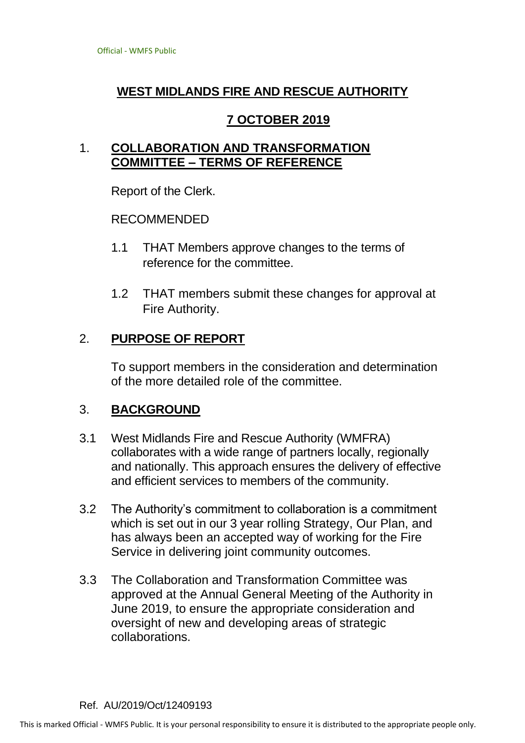# WEST MIDLANDS FIRE AND RESCUE AUTHORITY

## 7 OCTOBER 2019

## 1. COLLABORATION AND TRANSFORMATION COMMITTEE – TERMS OF REFERENCE

Report of the Clerk.

RECOMMENDED

1.1 THAT Members approve changes to the terms of reference for the committee.

1.2 THAT members submit these changes for approval at Fire Authority.

## 2. PURPOSE OF REPORT

To support members in the consideration and determination of the more detailed role of the committee.

## 3. BACKGROUND

3.1 West Midlands Fire and Rescue Authority (WMFRA) collaborates with a wide range of partners locally, regionally and nationally. This approach ensures the delivery of effective and efficient services to members of the community.

3.2 The Authority's commitment to collaboration is a commitment which is set out in our 3 year rolling Strategy, Our Plan, and has always been an accepted way of working for the Fire Service in delivering joint community outcomes.

3.3 The Collaboration and Transformation Committee was approved at the Annual General Meeting of the Authority in June 2019, to ensure the appropriate consideration and oversight of new and developing areas of strategic collaborations.

Ref. AU/2019/Oct/12409193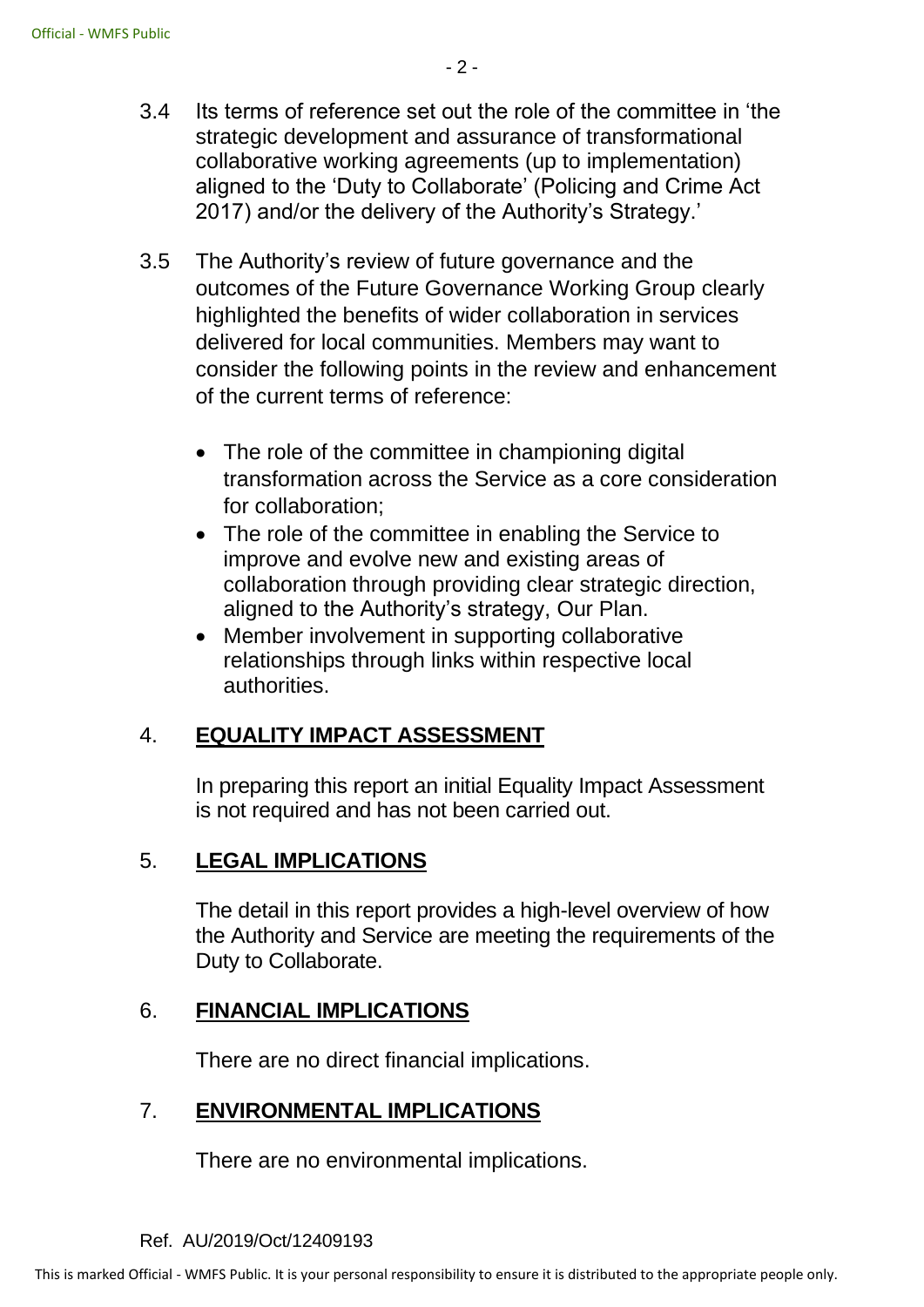3.4 Its terms of reference set out the role of the committee in 'the strategic development and assurance of transformational collaborative working agreements (up to implementation) aligned to the 'Duty to Collaborate' (Policing and Crime Act 2017) and/or the delivery of the Authority's Strategy.'

3.5 The Authority's review of future governance and the outcomes of the Future Governance Working Group clearly highlighted the benefits of wider collaboration in services delivered for local communities. Members may want to consider the following points in the review and enhancement of the current terms of reference:

- The role of the committee in championing digital transformation across the Service as a core consideration for collaboration;
- The role of the committee in enabling the Service to improve and evolve new and existing areas of collaboration through providing clear strategic direction, aligned to the Authority's strategy, Our Plan.
- Member involvement in supporting collaborative relationships through links within respective local authorities.

## 4. EQUALITY IMPACT ASSESSMENT

In preparing this report an initial Equality Impact Assessment is not required and has not been carried out.

## 5. LEGAL IMPLICATIONS

The detail in this report provides a high-level overview of how the Authority and Service are meeting the requirements of the Duty to Collaborate.

## 6. FINANCIAL IMPLICATIONS

There are no direct financial implications.

## 7. ENVIRONMENTAL IMPLICATIONS

There are no environmental implications.

Ref. AU/2019/Oct/12409193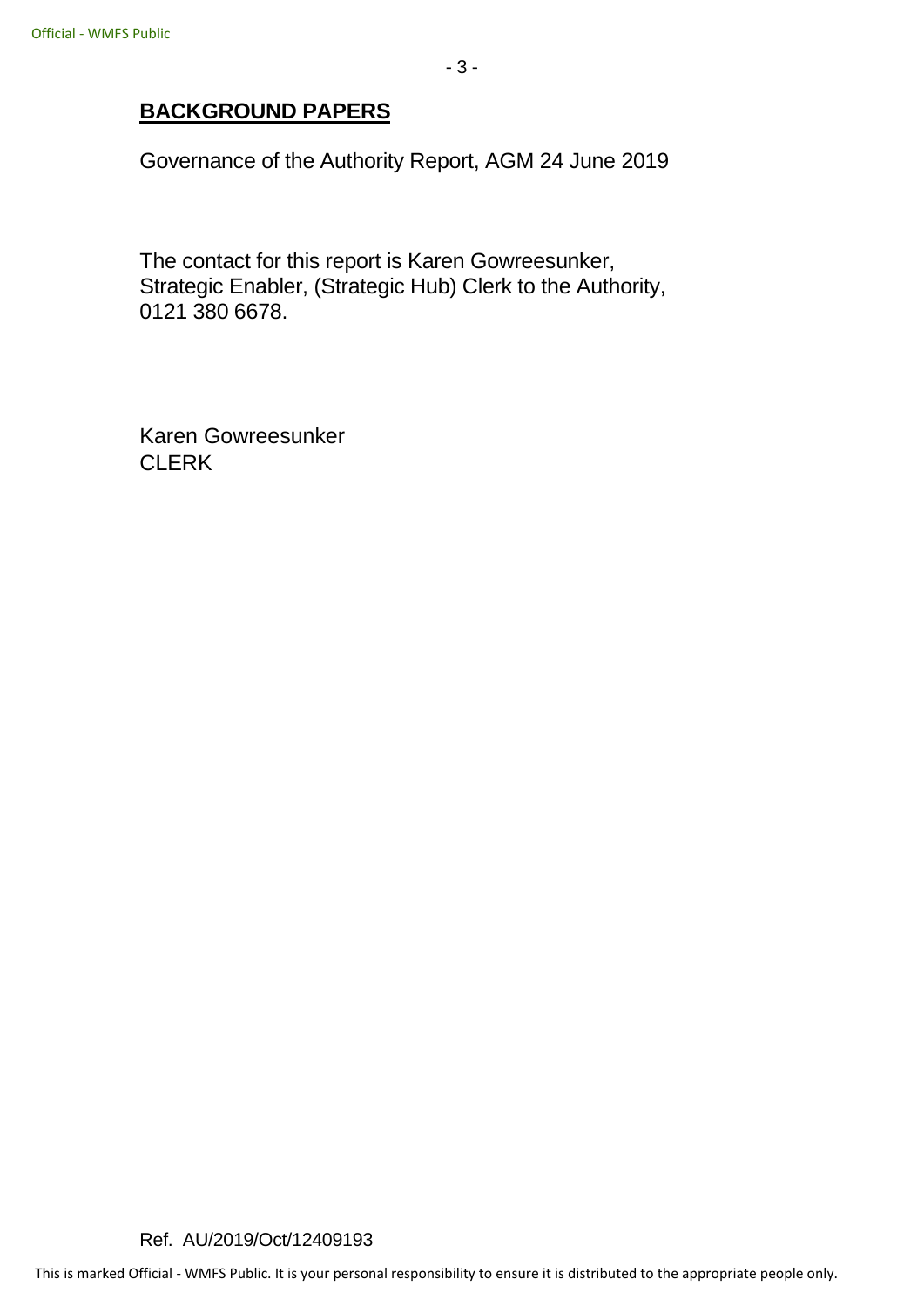## BACKGROUND PAPERS

Governance of the Authority Report, AGM 24 June 2019

The contact for this report is Karen Gowreesunker, Strategic Enabler, (Strategic Hub) Clerk to the Authority, 0121 380 6678.

Karen Gowreesunker
CLERK

Ref. AU/2019/Oct/12409193